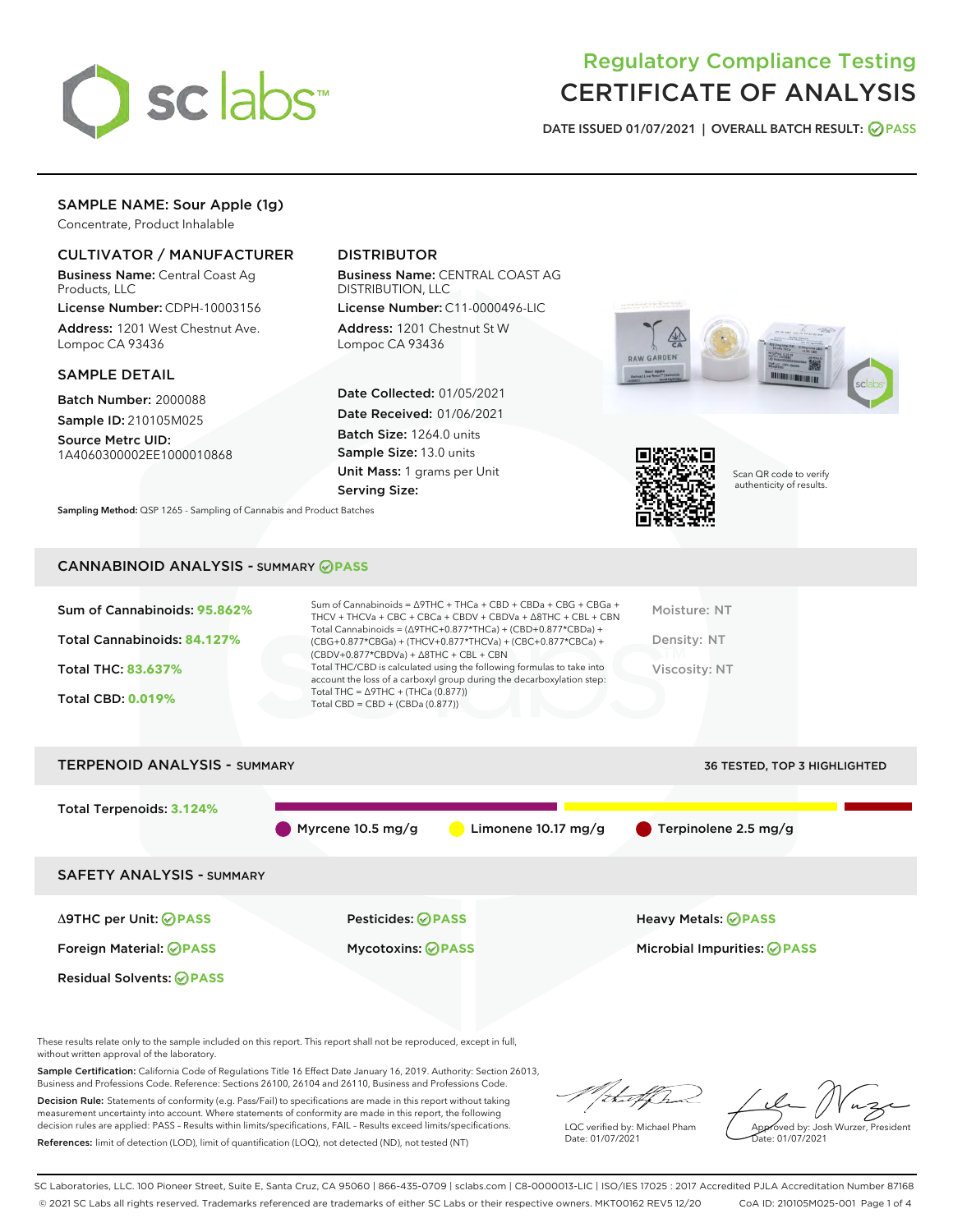# Regulatory Compliance Testing
# CERTIFICATE OF ANALYSIS

DATE ISSUED 01/07/2021 | OVERALL BATCH RESULT: PASS

## SAMPLE NAME: Sour Apple (1g)

Concentrate, Product Inhalable

### CULTIVATOR / MANUFACTURER

**Business Name:** Central Coast Ag Products, LLC

**License Number:** CDPH-10003156

**Address:** 1201 West Chestnut Ave. Lompoc CA 93436

### DISTRIBUTOR

**Business Name:** CENTRAL COAST AG DISTRIBUTION, LLC

**License Number:** C11-0000496-LIC

**Address:** 1201 Chestnut St W Lompoc CA 93436

### SAMPLE DETAIL

**Batch Number:** 2000088

**Sample ID:** 210105M025

**Source Metrc UID:** 1A4060300002EE1000010868

**Date Collected:** 01/05/2021

**Date Received:** 01/06/2021

**Batch Size:** 1264.0 units

**Sample Size:** 13.0 units

**Unit Mass:** 1 grams per Unit

**Serving Size:**

Scan QR code to verify authenticity of results.

**Sampling Method:** QSP 1265 - Sampling of Cannabis and Product Batches

## CANNABINOID ANALYSIS - SUMMARY PASS

**Sum of Cannabinoids:** 95.862%

**Total Cannabinoids:** 84.127%

**Total THC:** 83.637%

**Total CBD:** 0.019%

Sum of Cannabinoids = Δ9THC + THCa + CBD + CBDa + CBG + CBGa + THCV + THCVa + CBC + CBCa + CBDV + CBDVa + Δ8THC + CBL + CBN

Total Cannabinoids = (Δ9THC+0.877*THCa) + (CBD+0.877*CBDa) + (CBG+0.877*CBGa) + (THCV+0.877*THCVa) + (CBC+0.877*CBCa) + (CBDV+0.877*CBDVa) + Δ8THC + CBL + CBN

Total THC/CBD is calculated using the following formulas to take into account the loss of a carboxyl group during the decarboxylation step:

Total THC = Δ9THC + (THCa (0.877))

Total CBD = CBD + (CBDa (0.877))

Moisture: NT

Density: NT

Viscosity: NT

## TERPENOID ANALYSIS - SUMMARY

36 TESTED, TOP 3 HIGHLIGHTED

**Total Terpenoids:** 3.124%

Myrcene 10.5 mg/g | Limonene 10.17 mg/g | Terpinolene 2.5 mg/g

## SAFETY ANALYSIS - SUMMARY

| | | |
|---|---|---|
| Δ9THC per Unit: PASS | Pesticides: PASS | Heavy Metals: PASS |
| Foreign Material: PASS | Mycotoxins: PASS | Microbial Impurities: PASS |
| Residual Solvents: PASS | | |

These results relate only to the sample included on this report. This report shall not be reproduced, except in full, without written approval of the laboratory.

**Sample Certification:** California Code of Regulations Title 16 Effect Date January 16, 2019. Authority: Section 26013, Business and Professions Code. Reference: Sections 26100, 26104 and 26110, Business and Professions Code.

**Decision Rule:** Statements of conformity (e.g. Pass/Fail) to specifications are made in this report without taking measurement uncertainty into account. Where statements of conformity are made in this report, the following decision rules are applied: PASS – Results within limits/specifications, FAIL – Results exceed limits/specifications.

**References:** limit of detection (LOD), limit of quantification (LOQ), not detected (ND), not tested (NT)

LQC verified by: Michael Pham
Date: 01/07/2021

Approved by: Josh Wurzer, President
Date: 01/07/2021

SC Laboratories, LLC. 100 Pioneer Street, Suite E, Santa Cruz, CA 95060 | 866-435-0709 | sclabs.com | C8-0000013-LIC | ISO/IES 17025 : 2017 Accredited PJLA Accreditation Number 87168
© 2021 SC Labs all rights reserved. Trademarks referenced are trademarks of either SC Labs or their respective owners. MKT00162 REV5 12/20 CoA ID: 210105M025-001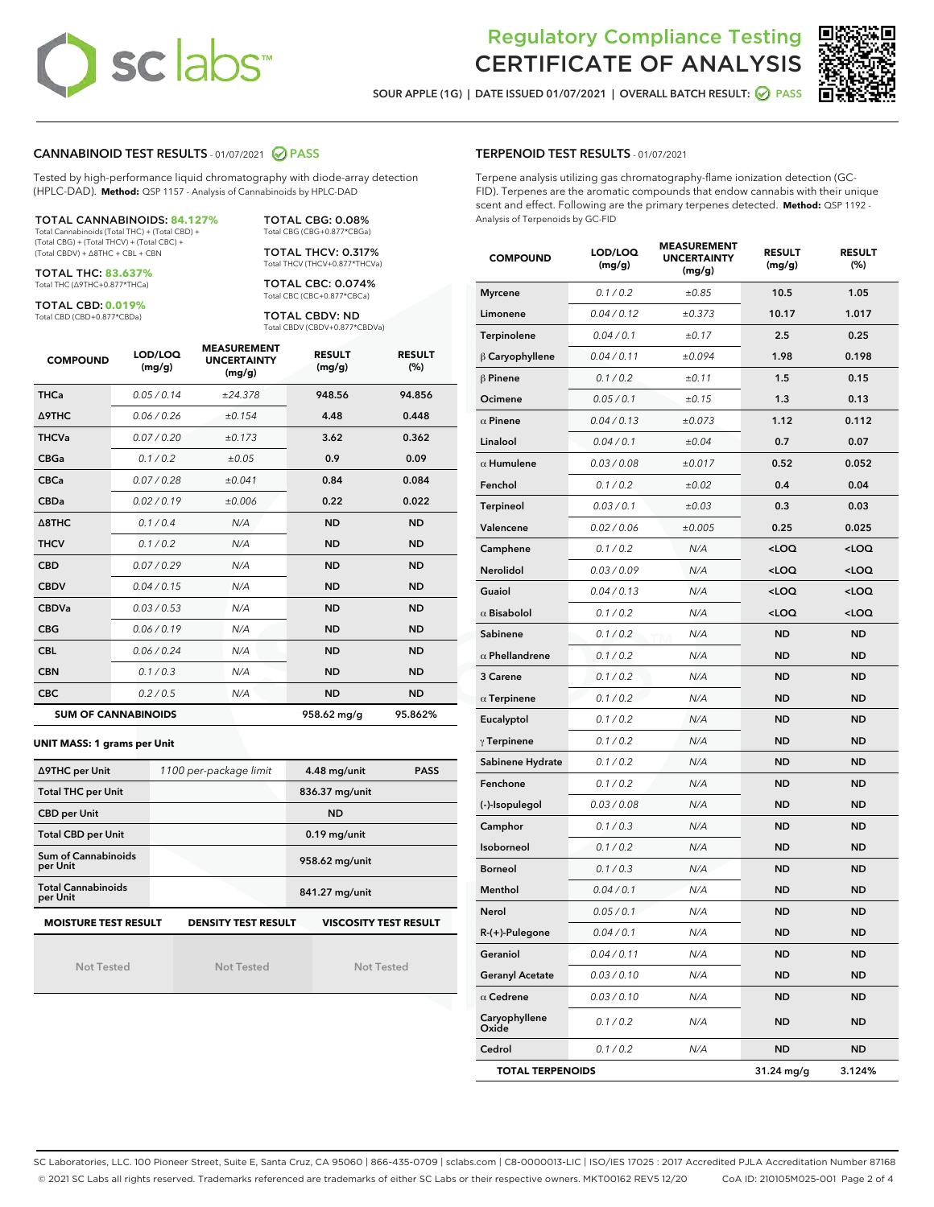# Regulatory Compliance Testing CERTIFICATE OF ANALYSIS

SOUR APPLE (1G) | DATE ISSUED 01/07/2021 | OVERALL BATCH RESULT: PASS

## CANNABINOID TEST RESULTS - 01/07/2021 PASS

Tested by high-performance liquid chromatography with diode-array detection (HPLC-DAD). **Method:** QSP 1157 - Analysis of Cannabinoids by HPLC-DAD

**TOTAL CANNABINOIDS: 84.127%**
Total Cannabinoids (Total THC) + (Total CBD) + (Total CBG) + (Total THCV) + (Total CBC) + (Total CBDV) + Δ8THC + CBL + CBN

**TOTAL THC: 83.637%**
Total THC (Δ9THC+0.877*THCa)

**TOTAL CBD: 0.019%**
Total CBD (CBD+0.877*CBDa)

**TOTAL CBG: 0.08%**
Total CBG (CBG+0.877*CBGa)

**TOTAL THCV: 0.317%**
Total THCV (THCV+0.877*THCVa)

**TOTAL CBC: 0.074%**
Total CBC (CBC+0.877*CBCa)

**TOTAL CBDV: ND**
Total CBDV (CBDV+0.877*CBDVa)

| COMPOUND | LOD/LOQ (mg/g) | MEASUREMENT UNCERTAINTY (mg/g) | RESULT (mg/g) | RESULT (%) |
|---|---|---|---|---|
| THCa | 0.05 / 0.14 | ±24.378 | 948.56 | 94.856 |
| Δ9THC | 0.06 / 0.26 | ±0.154 | 4.48 | 0.448 |
| THCVa | 0.07 / 0.20 | ±0.173 | 3.62 | 0.362 |
| CBGa | 0.1 / 0.2 | ±0.05 | 0.9 | 0.09 |
| CBCa | 0.07 / 0.28 | ±0.041 | 0.84 | 0.084 |
| CBDa | 0.02 / 0.19 | ±0.006 | 0.22 | 0.022 |
| Δ8THC | 0.1 / 0.4 | N/A | ND | ND |
| THCV | 0.1 / 0.2 | N/A | ND | ND |
| CBD | 0.07 / 0.29 | N/A | ND | ND |
| CBDV | 0.04 / 0.15 | N/A | ND | ND |
| CBDVa | 0.03 / 0.53 | N/A | ND | ND |
| CBG | 0.06 / 0.19 | N/A | ND | ND |
| CBL | 0.06 / 0.24 | N/A | ND | ND |
| CBN | 0.1 / 0.3 | N/A | ND | ND |
| CBC | 0.2 / 0.5 | N/A | ND | ND |
| **SUM OF CANNABINOIDS** | | | 958.62 mg/g | 95.862% |

**UNIT MASS: 1 grams per Unit**

| | | | |
|---|---|---|---|
| Δ9THC per Unit | 1100 per-package limit | 4.48 mg/unit | PASS |
| Total THC per Unit | | 836.37 mg/unit | |
| CBD per Unit | | ND | |
| Total CBD per Unit | | 0.19 mg/unit | |
| Sum of Cannabinoids per Unit | | 958.62 mg/unit | |
| Total Cannabinoids per Unit | | 841.27 mg/unit | |

| MOISTURE TEST RESULT | DENSITY TEST RESULT | VISCOSITY TEST RESULT |
|---|---|---|
| Not Tested | Not Tested | Not Tested |

## TERPENOID TEST RESULTS - 01/07/2021

Terpene analysis utilizing gas chromatography-flame ionization detection (GC-FID). Terpenes are the aromatic compounds that endow cannabis with their unique scent and effect. Following are the primary terpenes detected. **Method:** QSP 1192 - Analysis of Terpenoids by GC-FID

| COMPOUND | LOD/LOQ (mg/g) | MEASUREMENT UNCERTAINTY (mg/g) | RESULT (mg/g) | RESULT (%) |
|---|---|---|---|---|
| Myrcene | 0.1 / 0.2 | ±0.85 | 10.5 | 1.05 |
| Limonene | 0.04 / 0.12 | ±0.373 | 10.17 | 1.017 |
| Terpinolene | 0.04 / 0.1 | ±0.17 | 2.5 | 0.25 |
| β Caryophyllene | 0.04 / 0.11 | ±0.094 | 1.98 | 0.198 |
| β Pinene | 0.1 / 0.2 | ±0.11 | 1.5 | 0.15 |
| Ocimene | 0.05 / 0.1 | ±0.15 | 1.3 | 0.13 |
| α Pinene | 0.04 / 0.13 | ±0.073 | 1.12 | 0.112 |
| Linalool | 0.04 / 0.1 | ±0.04 | 0.7 | 0.07 |
| α Humulene | 0.03 / 0.08 | ±0.017 | 0.52 | 0.052 |
| Fenchol | 0.1 / 0.2 | ±0.02 | 0.4 | 0.04 |
| Terpineol | 0.03 / 0.1 | ±0.03 | 0.3 | 0.03 |
| Valencene | 0.02 / 0.06 | ±0.005 | 0.25 | 0.025 |
| Camphene | 0.1 / 0.2 | N/A | <LOQ | <LOQ |
| Nerolidol | 0.03 / 0.09 | N/A | <LOQ | <LOQ |
| Guaiol | 0.04 / 0.13 | N/A | <LOQ | <LOQ |
| α Bisabolol | 0.1 / 0.2 | N/A | <LOQ | <LOQ |
| Sabinene | 0.1 / 0.2 | N/A | ND | ND |
| α Phellandrene | 0.1 / 0.2 | N/A | ND | ND |
| 3 Carene | 0.1 / 0.2 | N/A | ND | ND |
| α Terpinene | 0.1 / 0.2 | N/A | ND | ND |
| Eucalyptol | 0.1 / 0.2 | N/A | ND | ND |
| γ Terpinene | 0.1 / 0.2 | N/A | ND | ND |
| Sabinene Hydrate | 0.1 / 0.2 | N/A | ND | ND |
| Fenchone | 0.1 / 0.2 | N/A | ND | ND |
| (-)-Isopulegol | 0.03 / 0.08 | N/A | ND | ND |
| Camphor | 0.1 / 0.3 | N/A | ND | ND |
| Isoborneol | 0.1 / 0.2 | N/A | ND | ND |
| Borneol | 0.1 / 0.3 | N/A | ND | ND |
| Menthol | 0.04 / 0.1 | N/A | ND | ND |
| Nerol | 0.05 / 0.1 | N/A | ND | ND |
| R-(+)-Pulegone | 0.04 / 0.1 | N/A | ND | ND |
| Geraniol | 0.04 / 0.11 | N/A | ND | ND |
| Geranyl Acetate | 0.03 / 0.10 | N/A | ND | ND |
| α Cedrene | 0.03 / 0.10 | N/A | ND | ND |
| Caryophyllene Oxide | 0.1 / 0.2 | N/A | ND | ND |
| Cedrol | 0.1 / 0.2 | N/A | ND | ND |
| **TOTAL TERPENOIDS** | | | 31.24 mg/g | 3.124% |

SC Laboratories, LLC. 100 Pioneer Street, Suite E, Santa Cruz, CA 95060 | 866-435-0709 | sclabs.com | C8-0000013-LIC | ISO/IES 17025 : 2017 Accredited PJLA Accreditation Number 87168
© 2021 SC Labs all rights reserved. Trademarks referenced are trademarks of either SC Labs or their respective owners. MKT00162 REV5 12/20 CoA ID: 210105M025-001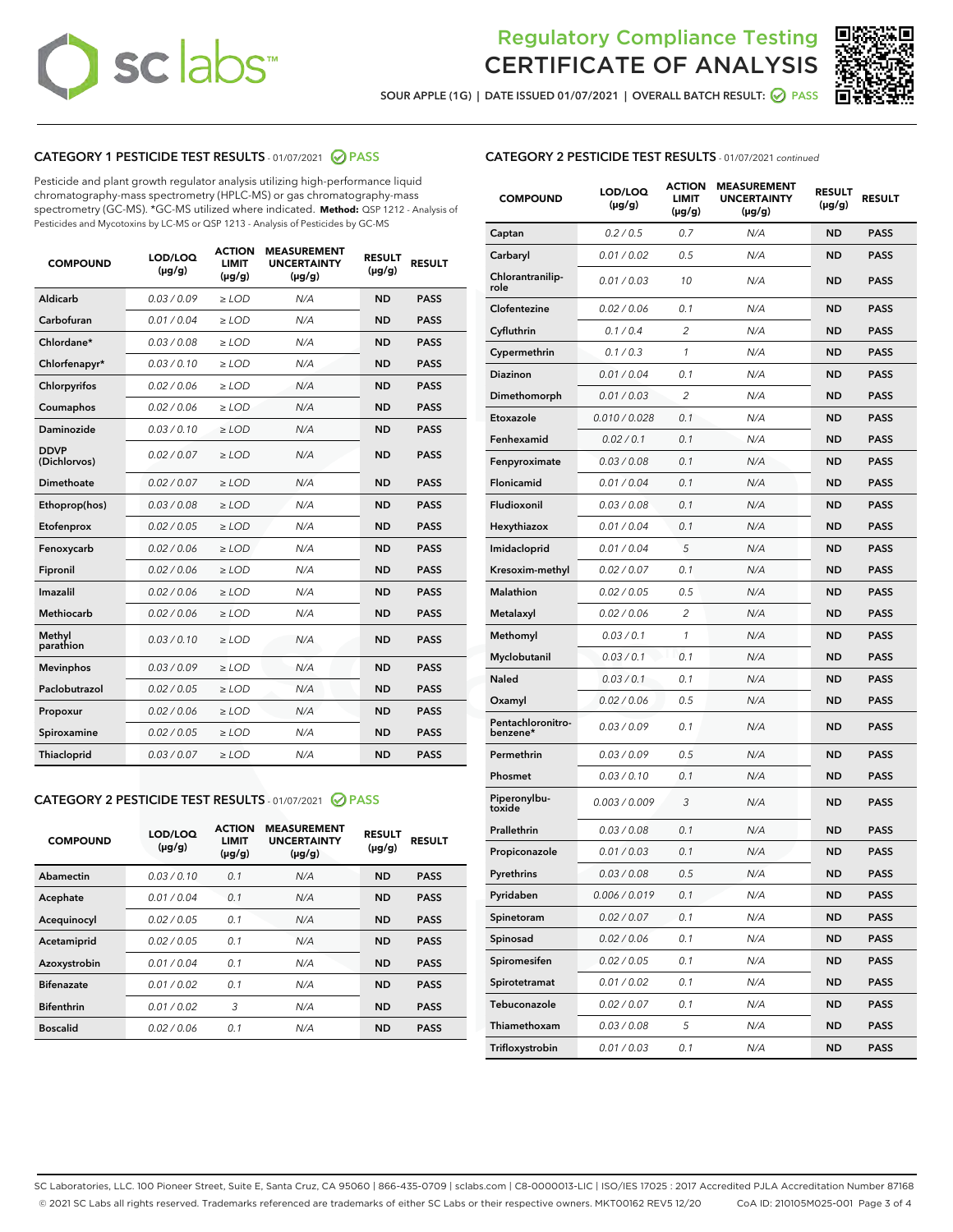# Regulatory Compliance Testing CERTIFICATE OF ANALYSIS

SOUR APPLE (1G) | DATE ISSUED 01/07/2021 | OVERALL BATCH RESULT: PASS

## CATEGORY 1 PESTICIDE TEST RESULTS - 01/07/2021 PASS

Pesticide and plant growth regulator analysis utilizing high-performance liquid chromatography-mass spectrometry (HPLC-MS) or gas chromatography-mass spectrometry (GC-MS). *GC-MS utilized where indicated. **Method:** QSP 1212 - Analysis of Pesticides and Mycotoxins by LC-MS or QSP 1213 - Analysis of Pesticides by GC-MS

| COMPOUND | LOD/LOQ (µg/g) | ACTION LIMIT (µg/g) | MEASUREMENT UNCERTAINTY (µg/g) | RESULT (µg/g) | RESULT |
|---|---|---|---|---|---|
| Aldicarb | 0.03 / 0.09 | ≥ LOD | N/A | ND | PASS |
| Carbofuran | 0.01 / 0.04 | ≥ LOD | N/A | ND | PASS |
| Chlordane* | 0.03 / 0.08 | ≥ LOD | N/A | ND | PASS |
| Chlorfenapyr* | 0.03 / 0.10 | ≥ LOD | N/A | ND | PASS |
| Chlorpyrifos | 0.02 / 0.06 | ≥ LOD | N/A | ND | PASS |
| Coumaphos | 0.02 / 0.06 | ≥ LOD | N/A | ND | PASS |
| Daminozide | 0.03 / 0.10 | ≥ LOD | N/A | ND | PASS |
| DDVP (Dichlorvos) | 0.02 / 0.07 | ≥ LOD | N/A | ND | PASS |
| Dimethoate | 0.02 / 0.07 | ≥ LOD | N/A | ND | PASS |
| Ethoprop(hos) | 0.03 / 0.08 | ≥ LOD | N/A | ND | PASS |
| Etofenprox | 0.02 / 0.05 | ≥ LOD | N/A | ND | PASS |
| Fenoxycarb | 0.02 / 0.06 | ≥ LOD | N/A | ND | PASS |
| Fipronil | 0.02 / 0.06 | ≥ LOD | N/A | ND | PASS |
| Imazalil | 0.02 / 0.06 | ≥ LOD | N/A | ND | PASS |
| Methiocarb | 0.02 / 0.06 | ≥ LOD | N/A | ND | PASS |
| Methyl parathion | 0.03 / 0.10 | ≥ LOD | N/A | ND | PASS |
| Mevinphos | 0.03 / 0.09 | ≥ LOD | N/A | ND | PASS |
| Paclobutrazol | 0.02 / 0.05 | ≥ LOD | N/A | ND | PASS |
| Propoxur | 0.02 / 0.06 | ≥ LOD | N/A | ND | PASS |
| Spiroxamine | 0.02 / 0.05 | ≥ LOD | N/A | ND | PASS |
| Thiacloprid | 0.03 / 0.07 | ≥ LOD | N/A | ND | PASS |

## CATEGORY 2 PESTICIDE TEST RESULTS - 01/07/2021 PASS

| COMPOUND | LOD/LOQ (µg/g) | ACTION LIMIT (µg/g) | MEASUREMENT UNCERTAINTY (µg/g) | RESULT (µg/g) | RESULT |
|---|---|---|---|---|---|
| Abamectin | 0.03 / 0.10 | 0.1 | N/A | ND | PASS |
| Acephate | 0.01 / 0.04 | 0.1 | N/A | ND | PASS |
| Acequinocyl | 0.02 / 0.05 | 0.1 | N/A | ND | PASS |
| Acetamiprid | 0.02 / 0.05 | 0.1 | N/A | ND | PASS |
| Azoxystrobin | 0.01 / 0.04 | 0.1 | N/A | ND | PASS |
| Bifenazate | 0.01 / 0.02 | 0.1 | N/A | ND | PASS |
| Bifenthrin | 0.01 / 0.02 | 3 | N/A | ND | PASS |
| Boscalid | 0.02 / 0.06 | 0.1 | N/A | ND | PASS |
| Captan | 0.2 / 0.5 | 0.7 | N/A | ND | PASS |
| Carbaryl | 0.01 / 0.02 | 0.5 | N/A | ND | PASS |
| Chlorantraniliprole | 0.01 / 0.03 | 10 | N/A | ND | PASS |
| Clofentezine | 0.02 / 0.06 | 0.1 | N/A | ND | PASS |
| Cyfluthrin | 0.1 / 0.4 | 2 | N/A | ND | PASS |
| Cypermethrin | 0.1 / 0.3 | 1 | N/A | ND | PASS |
| Diazinon | 0.01 / 0.04 | 0.1 | N/A | ND | PASS |
| Dimethomorph | 0.01 / 0.03 | 2 | N/A | ND | PASS |
| Etoxazole | 0.010 / 0.028 | 0.1 | N/A | ND | PASS |
| Fenhexamid | 0.02 / 0.1 | 0.1 | N/A | ND | PASS |
| Fenpyroximate | 0.03 / 0.08 | 0.1 | N/A | ND | PASS |
| Flonicamid | 0.01 / 0.04 | 0.1 | N/A | ND | PASS |
| Fludioxonil | 0.03 / 0.08 | 0.1 | N/A | ND | PASS |
| Hexythiazox | 0.01 / 0.04 | 0.1 | N/A | ND | PASS |
| Imidacloprid | 0.01 / 0.04 | 5 | N/A | ND | PASS |
| Kresoxim-methyl | 0.02 / 0.07 | 0.1 | N/A | ND | PASS |
| Malathion | 0.02 / 0.05 | 0.5 | N/A | ND | PASS |
| Metalaxyl | 0.02 / 0.06 | 2 | N/A | ND | PASS |
| Methomyl | 0.03 / 0.1 | 1 | N/A | ND | PASS |
| Myclobutanil | 0.03 / 0.1 | 0.1 | N/A | ND | PASS |
| Naled | 0.03 / 0.1 | 0.1 | N/A | ND | PASS |
| Oxamyl | 0.02 / 0.06 | 0.5 | N/A | ND | PASS |
| Pentachloronitrobenzene* | 0.03 / 0.09 | 0.1 | N/A | ND | PASS |
| Permethrin | 0.03 / 0.09 | 0.5 | N/A | ND | PASS |
| Phosmet | 0.03 / 0.10 | 0.1 | N/A | ND | PASS |
| Piperonylbutoxide | 0.003 / 0.009 | 3 | N/A | ND | PASS |
| Prallethrin | 0.03 / 0.08 | 0.1 | N/A | ND | PASS |
| Propiconazole | 0.01 / 0.03 | 0.1 | N/A | ND | PASS |
| Pyrethrins | 0.03 / 0.08 | 0.5 | N/A | ND | PASS |
| Pyridaben | 0.006 / 0.019 | 0.1 | N/A | ND | PASS |
| Spinetoram | 0.02 / 0.07 | 0.1 | N/A | ND | PASS |
| Spinosad | 0.02 / 0.06 | 0.1 | N/A | ND | PASS |
| Spiromesifen | 0.02 / 0.05 | 0.1 | N/A | ND | PASS |
| Spirotetramat | 0.01 / 0.02 | 0.1 | N/A | ND | PASS |
| Tebuconazole | 0.02 / 0.07 | 0.1 | N/A | ND | PASS |
| Thiamethoxam | 0.03 / 0.08 | 5 | N/A | ND | PASS |
| Trifloxystrobin | 0.01 / 0.03 | 0.1 | N/A | ND | PASS |

SC Laboratories, LLC. 100 Pioneer Street, Suite E, Santa Cruz, CA 95060 | 866-435-0709 | sclabs.com | C8-0000013-LIC | ISO/IES 17025 : 2017 Accredited PJLA Accreditation Number 87168
© 2021 SC Labs all rights reserved. Trademarks referenced are trademarks of either SC Labs or their respective owners. MKT00162 REV5 12/20 CoA ID: 210105M025-001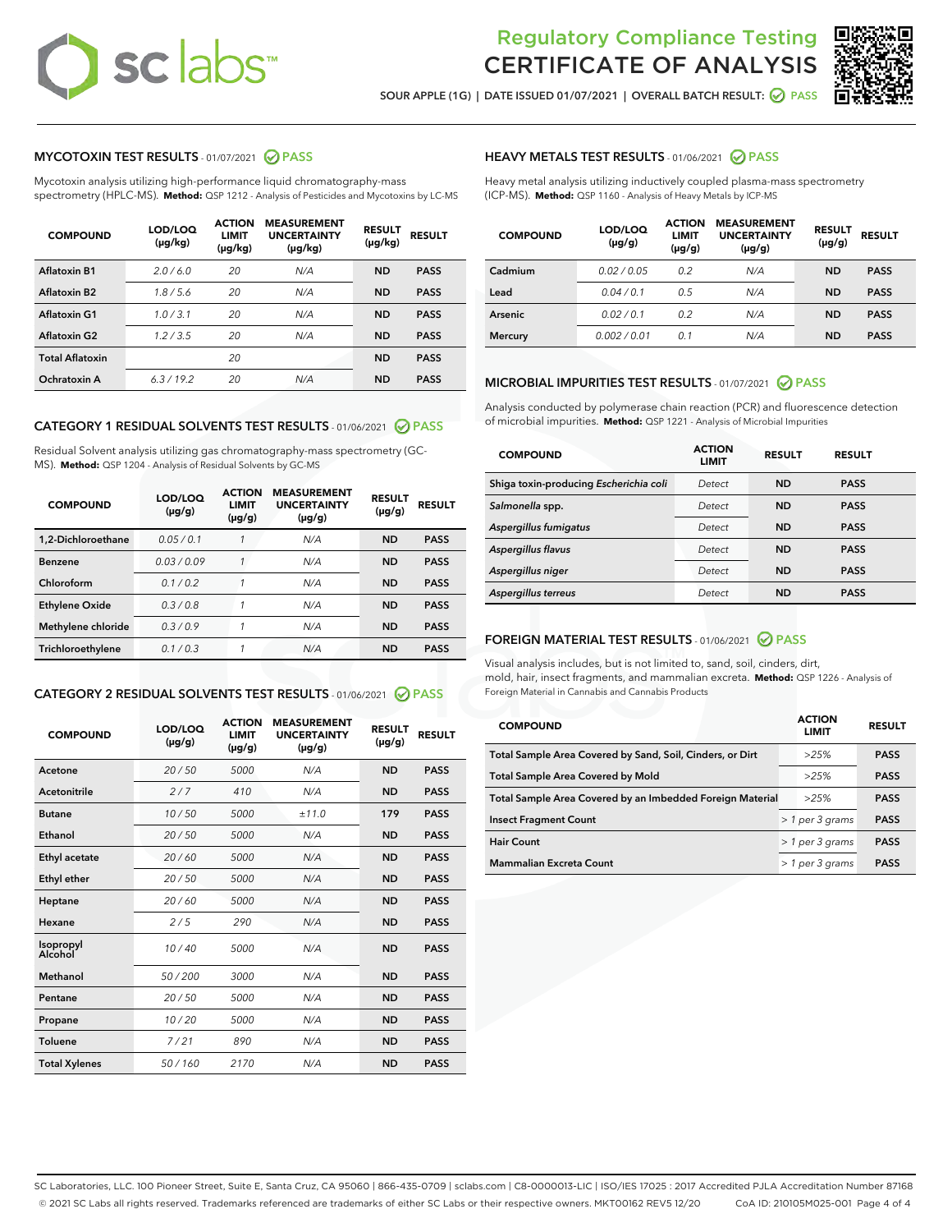# Regulatory Compliance Testing
# CERTIFICATE OF ANALYSIS

SOUR APPLE (1G) | DATE ISSUED 01/07/2021 | OVERALL BATCH RESULT: PASS

## MYCOTOXIN TEST RESULTS - 01/07/2021 PASS

Mycotoxin analysis utilizing high-performance liquid chromatography-mass spectrometry (HPLC-MS). **Method:** QSP 1212 - Analysis of Pesticides and Mycotoxins by LC-MS

| COMPOUND | LOD/LOQ (µg/kg) | ACTION LIMIT (µg/kg) | MEASUREMENT UNCERTAINTY (µg/kg) | RESULT (µg/kg) | RESULT |
|---|---|---|---|---|---|
| Aflatoxin B1 | 2.0 / 6.0 | 20 | N/A | ND | PASS |
| Aflatoxin B2 | 1.8 / 5.6 | 20 | N/A | ND | PASS |
| Aflatoxin G1 | 1.0 / 3.1 | 20 | N/A | ND | PASS |
| Aflatoxin G2 | 1.2 / 3.5 | 20 | N/A | ND | PASS |
| Total Aflatoxin | | 20 | | ND | PASS |
| Ochratoxin A | 6.3 / 19.2 | 20 | N/A | ND | PASS |

## CATEGORY 1 RESIDUAL SOLVENTS TEST RESULTS - 01/06/2021 PASS

Residual Solvent analysis utilizing gas chromatography-mass spectrometry (GC-MS). **Method:** QSP 1204 - Analysis of Residual Solvents by GC-MS

| COMPOUND | LOD/LOQ (µg/g) | ACTION LIMIT (µg/g) | MEASUREMENT UNCERTAINTY (µg/g) | RESULT (µg/g) | RESULT |
|---|---|---|---|---|---|
| 1,2-Dichloroethane | 0.05 / 0.1 | 1 | N/A | ND | PASS |
| Benzene | 0.03 / 0.09 | 1 | N/A | ND | PASS |
| Chloroform | 0.1 / 0.2 | 1 | N/A | ND | PASS |
| Ethylene Oxide | 0.3 / 0.8 | 1 | N/A | ND | PASS |
| Methylene chloride | 0.3 / 0.9 | 1 | N/A | ND | PASS |
| Trichloroethylene | 0.1 / 0.3 | 1 | N/A | ND | PASS |

## CATEGORY 2 RESIDUAL SOLVENTS TEST RESULTS - 01/06/2021 PASS

| COMPOUND | LOD/LOQ (µg/g) | ACTION LIMIT (µg/g) | MEASUREMENT UNCERTAINTY (µg/g) | RESULT (µg/g) | RESULT |
|---|---|---|---|---|---|
| Acetone | 20 / 50 | 5000 | N/A | ND | PASS |
| Acetonitrile | 2 / 7 | 410 | N/A | ND | PASS |
| Butane | 10 / 50 | 5000 | ±11.0 | 179 | PASS |
| Ethanol | 20 / 50 | 5000 | N/A | ND | PASS |
| Ethyl acetate | 20 / 60 | 5000 | N/A | ND | PASS |
| Ethyl ether | 20 / 50 | 5000 | N/A | ND | PASS |
| Heptane | 20 / 60 | 5000 | N/A | ND | PASS |
| Hexane | 2 / 5 | 290 | N/A | ND | PASS |
| Isopropyl Alcohol | 10 / 40 | 5000 | N/A | ND | PASS |
| Methanol | 50 / 200 | 3000 | N/A | ND | PASS |
| Pentane | 20 / 50 | 5000 | N/A | ND | PASS |
| Propane | 10 / 20 | 5000 | N/A | ND | PASS |
| Toluene | 7 / 21 | 890 | N/A | ND | PASS |
| Total Xylenes | 50 / 160 | 2170 | N/A | ND | PASS |

## HEAVY METALS TEST RESULTS - 01/06/2021 PASS

Heavy metal analysis utilizing inductively coupled plasma-mass spectrometry (ICP-MS). **Method:** QSP 1160 - Analysis of Heavy Metals by ICP-MS

| COMPOUND | LOD/LOQ (µg/g) | ACTION LIMIT (µg/g) | MEASUREMENT UNCERTAINTY (µg/g) | RESULT (µg/g) | RESULT |
|---|---|---|---|---|---|
| Cadmium | 0.02 / 0.05 | 0.2 | N/A | ND | PASS |
| Lead | 0.04 / 0.1 | 0.5 | N/A | ND | PASS |
| Arsenic | 0.02 / 0.1 | 0.2 | N/A | ND | PASS |
| Mercury | 0.002 / 0.01 | 0.1 | N/A | ND | PASS |

## MICROBIAL IMPURITIES TEST RESULTS - 01/07/2021 PASS

Analysis conducted by polymerase chain reaction (PCR) and fluorescence detection of microbial impurities. **Method:** QSP 1221 - Analysis of Microbial Impurities

| COMPOUND | ACTION LIMIT | RESULT | RESULT |
|---|---|---|---|
| Shiga toxin-producing *Escherichia coli* | Detect | ND | PASS |
| *Salmonella* spp. | Detect | ND | PASS |
| *Aspergillus fumigatus* | Detect | ND | PASS |
| *Aspergillus flavus* | Detect | ND | PASS |
| *Aspergillus niger* | Detect | ND | PASS |
| *Aspergillus terreus* | Detect | ND | PASS |

## FOREIGN MATERIAL TEST RESULTS - 01/06/2021 PASS

Visual analysis includes, but is not limited to, sand, soil, cinders, dirt, mold, hair, insect fragments, and mammalian excreta. **Method:** QSP 1226 - Analysis of Foreign Material in Cannabis and Cannabis Products

| COMPOUND | ACTION LIMIT | RESULT |
|---|---|---|
| Total Sample Area Covered by Sand, Soil, Cinders, or Dirt | >25% | PASS |
| Total Sample Area Covered by Mold | >25% | PASS |
| Total Sample Area Covered by an Imbedded Foreign Material | >25% | PASS |
| Insect Fragment Count | > 1 per 3 grams | PASS |
| Hair Count | > 1 per 3 grams | PASS |
| Mammalian Excreta Count | > 1 per 3 grams | PASS |

SC Laboratories, LLC. 100 Pioneer Street, Suite E, Santa Cruz, CA 95060 | 866-435-0709 | sclabs.com | C8-0000013-LIC | ISO/IES 17025 : 2017 Accredited PJLA Accreditation Number 87168
© 2021 SC Labs all rights reserved. Trademarks referenced are trademarks of either SC Labs or their respective owners. MKT00162 REV5 12/20 CoA ID: 210105M025-001